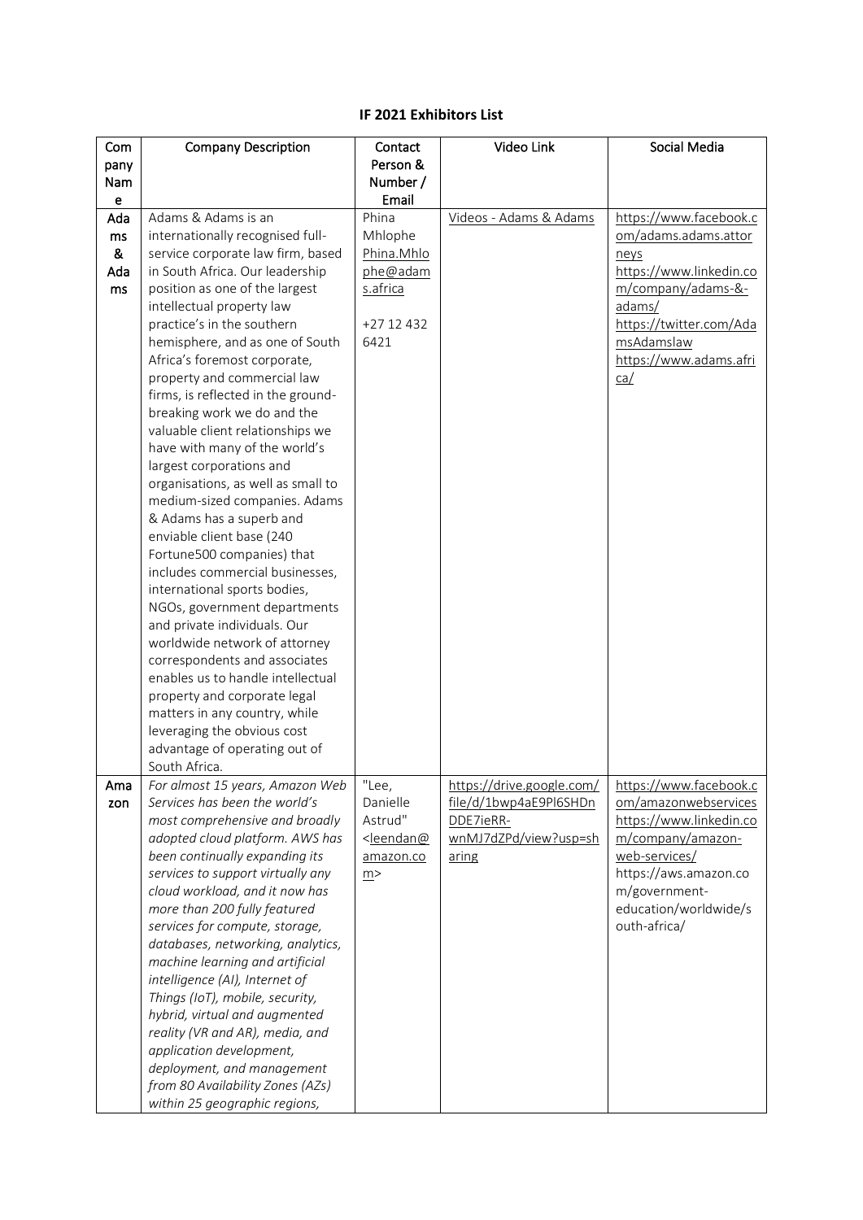# IF 2021 Exhibitors List

| Company Name | Company Description | Contact Person & Number / Email | Video Link | Social Media |
|---|---|---|---|---|
| Adams & Adams | Adams & Adams is an internationally recognised full-service corporate law firm, based in South Africa. Our leadership position as one of the largest intellectual property law practice's in the southern hemisphere, and as one of South Africa's foremost corporate, property and commercial law firms, is reflected in the ground-breaking work we do and the valuable client relationships we have with many of the world's largest corporations and organisations, as well as small to medium-sized companies. Adams & Adams has a superb and enviable client base (240 Fortune500 companies) that includes commercial businesses, international sports bodies, NGOs, government departments and private individuals. Our worldwide network of attorney correspondents and associates enables us to handle intellectual property and corporate legal matters in any country, while leveraging the obvious cost advantage of operating out of South Africa. | Phina Mhlophe Phina.Mhlophe@adams.africa<br><br>+27 12 432 6421 | Videos - Adams & Adams | https://www.facebook.com/adams.adams.attorneys https://www.linkedin.com/company/adams-&-adams/ https://twitter.com/AdamsAdamslaw https://www.adams.africa/ |
| Amazon | *For almost 15 years, Amazon Web Services has been the world's most comprehensive and broadly adopted cloud platform. AWS has been continually expanding its services to support virtually any cloud workload, and it now has more than 200 fully featured services for compute, storage, databases, networking, analytics, machine learning and artificial intelligence (AI), Internet of Things (IoT), mobile, security, hybrid, virtual and augmented reality (VR and AR), media, and application development, deployment, and management from 80 Availability Zones (AZs) within 25 geographic regions,* | "Lee, Danielle Astrud" <leendan@amazon.com> | https://drive.google.com/file/d/1bwp4aE9Pl6SHDnDDE7ieRR-wnMJ7dZPd/view?usp=sharing | https://www.facebook.com/amazonwebservices https://www.linkedin.com/company/amazon-web-services/ https://aws.amazon.com/government-education/worldwide/south-africa/ |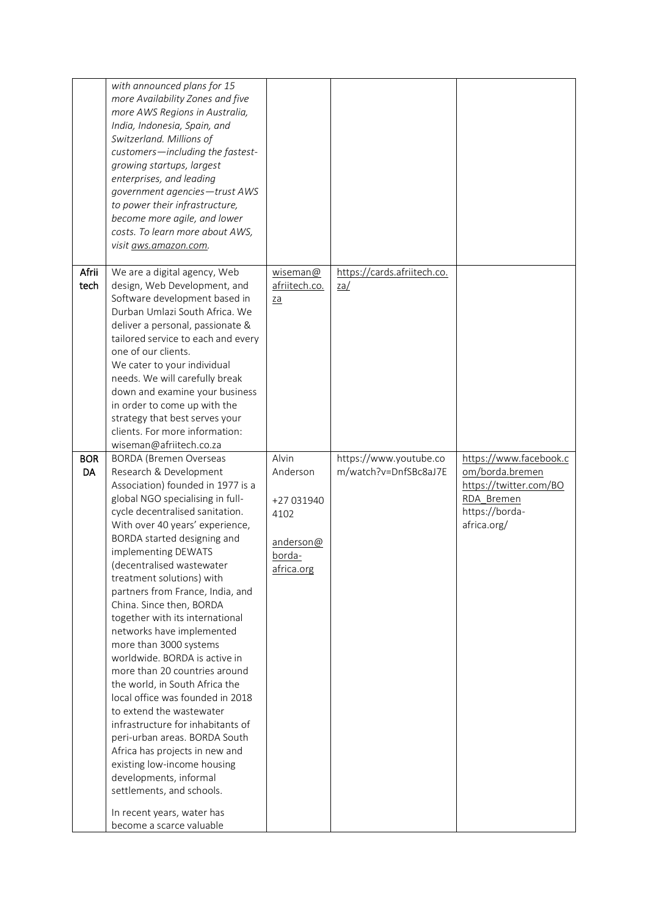| | | | | |
|---|---|---|---|---|
| | *with announced plans for 15 more Availability Zones and five more AWS Regions in Australia, India, Indonesia, Spain, and Switzerland. Millions of customers—including the fastest-growing startups, largest enterprises, and leading government agencies—trust AWS to power their infrastructure, become more agile, and lower costs. To learn more about AWS, visit aws.amazon.com.* | | | |
| **Afrii tech** | We are a digital agency, Web design, Web Development, and Software development based in Durban Umlazi South Africa. We deliver a personal, passionate & tailored service to each and every one of our clients.<br>We cater to your individual needs. We will carefully break down and examine your business in order to come up with the strategy that best serves your clients. For more information: wiseman@afriitech.co.za | wiseman@afriitech.co.za | https://cards.afriitech.co.za/ | |
| **BORDA** | BORDA (Bremen Overseas Research & Development Association) founded in 1977 is a global NGO specialising in full-cycle decentralised sanitation. With over 40 years' experience, BORDA started designing and implementing DEWATS (decentralised wastewater treatment solutions) with partners from France, India, and China. Since then, BORDA together with its international networks have implemented more than 3000 systems worldwide. BORDA is active in more than 20 countries around the world, in South Africa the local office was founded in 2018 to extend the wastewater infrastructure for inhabitants of peri-urban areas. BORDA South Africa has projects in new and existing low-income housing developments, informal settlements, and schools.<br><br>In recent years, water has become a scarce valuable | Alvin Anderson<br><br>+27 031940 4102<br><br>anderson@borda-africa.org | https://www.youtube.com/watch?v=DnfSBc8aJ7E | https://www.facebook.com/borda.bremen<br>https://twitter.com/BORDA_Bremen<br>https://borda-africa.org/ |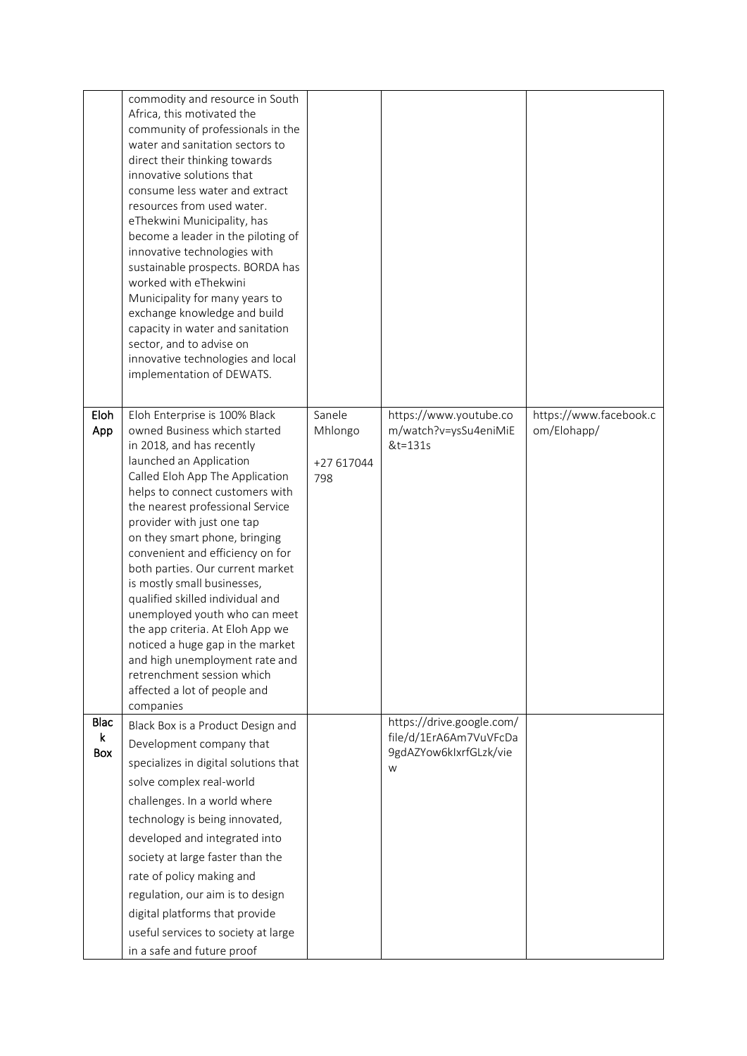|  |  |  |  |  |
|---|---|---|---|---|
|  | commodity and resource in South Africa, this motivated the community of professionals in the water and sanitation sectors to direct their thinking towards innovative solutions that consume less water and extract resources from used water. eThekwini Municipality, has become a leader in the piloting of innovative technologies with sustainable prospects. BORDA has worked with eThekwini Municipality for many years to exchange knowledge and build capacity in water and sanitation sector, and to advise on innovative technologies and local implementation of DEWATS. |  |  |  |
| **Eloh App** | Eloh Enterprise is 100% Black owned Business which started in 2018, and has recently launched an Application Called Eloh App The Application helps to connect customers with the nearest professional Service provider with just one tap on they smart phone, bringing convenient and efficiency on for both parties. Our current market is mostly small businesses, qualified skilled individual and unemployed youth who can meet the app criteria. At Eloh App we noticed a huge gap in the market and high unemployment rate and retrenchment session which affected a lot of people and companies | Sanele Mhlongo<br><br>+27 617044 798 | https://www.youtube.com/watch?v=ysSu4eniMiE&t=131s | https://www.facebook.com/Elohapp/ |
| **Black Box** | Black Box is a Product Design and Development company that specializes in digital solutions that solve complex real-world challenges. In a world where technology is being innovated, developed and integrated into society at large faster than the rate of policy making and regulation, our aim is to design digital platforms that provide useful services to society at large in a safe and future proof |  | https://drive.google.com/file/d/1ErA6Am7VuVFcDa9gdAZYow6kIxrfGLzk/view |  |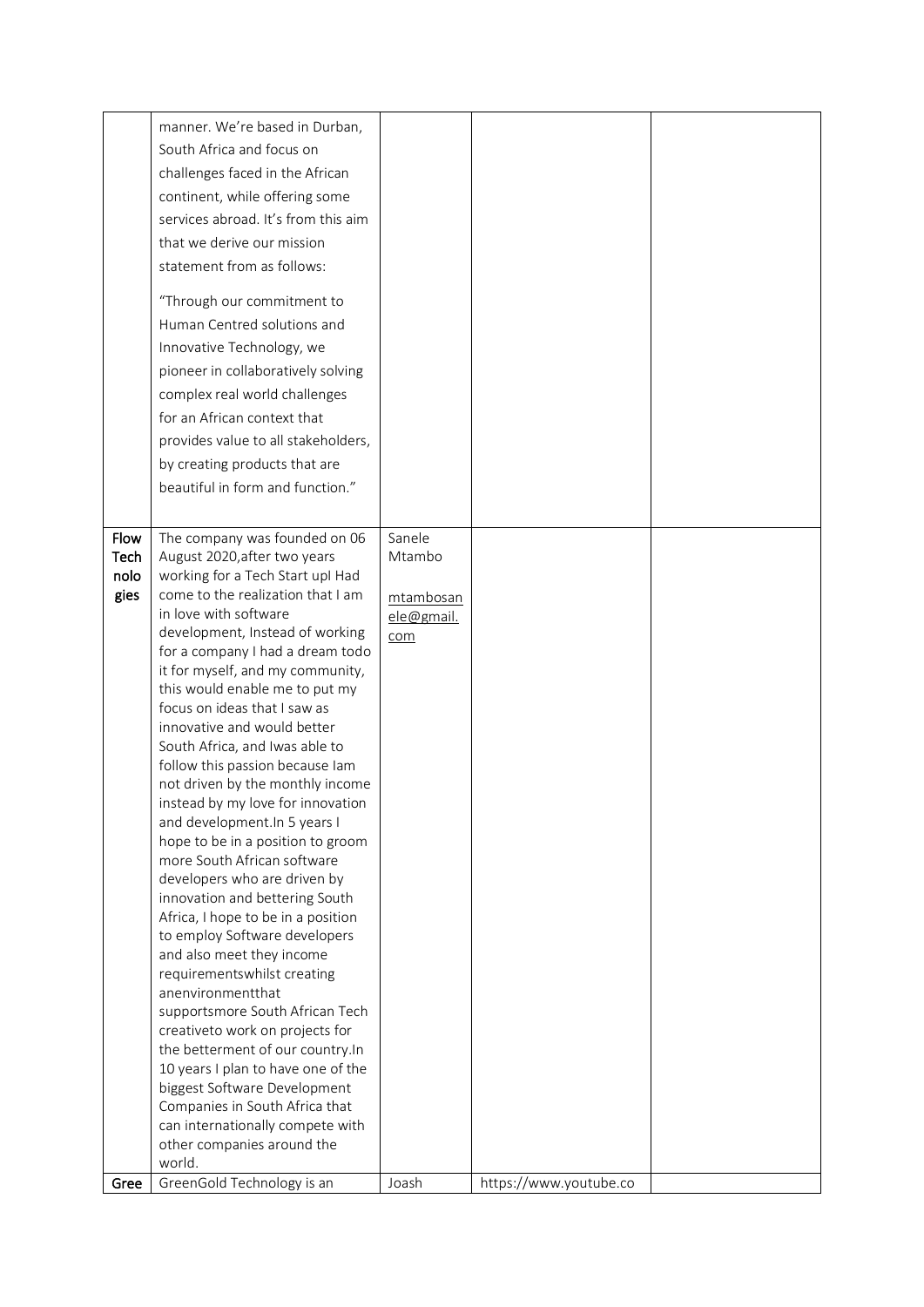| | | | | |
|---|---|---|---|---|
| | manner. We're based in Durban, South Africa and focus on challenges faced in the African continent, while offering some services abroad. It's from this aim that we derive our mission statement from as follows: "Through our commitment to Human Centred solutions and Innovative Technology, we pioneer in collaboratively solving complex real world challenges for an African context that provides value to all stakeholders, by creating products that are beautiful in form and function." | | | |
| **Flow Technologies** | The company was founded on 06 August 2020,after two years working for a Tech Start upI Had come to the realization that I am in love with software development, Instead of working for a company I had a dream todo it for myself, and my community, this would enable me to put my focus on ideas that I saw as innovative and would better South Africa, and Iwas able to follow this passion because Iam not driven by the monthly income instead by my love for innovation and development.In 5 years I hope to be in a position to groom more South African software developers who are driven by innovation and bettering South Africa, I hope to be in a position to employ Software developers and also meet they income requirementswhilst creating anenvironmentthat supportsmore South African Tech creativeto work on projects for the betterment of our country.In 10 years I plan to have one of the biggest Software Development Companies in South Africa that can internationally compete with other companies around the world. | Sanele Mtambo mtambosanele@gmail.com | | |
| **Gree** | GreenGold Technology is an | Joash | https://www.youtube.co | |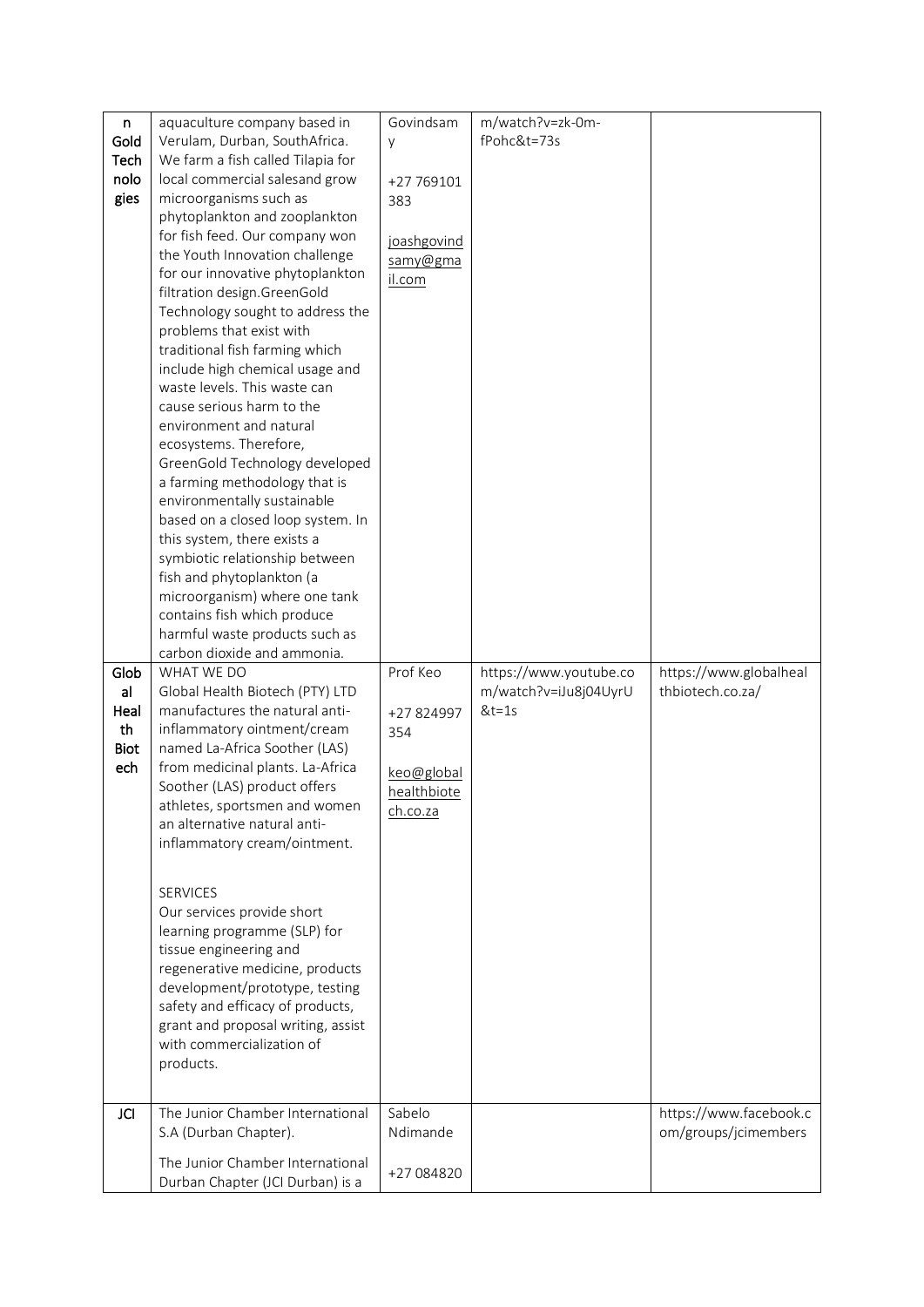| n Gold Technologies | aquaculture company based in Verulam, Durban, SouthAfrica. We farm a fish called Tilapia for local commercial salesand grow microorganisms such as phytoplankton and zooplankton for fish feed. Our company won the Youth Innovation challenge for our innovative phytoplankton filtration design.GreenGold Technology sought to address the problems that exist with traditional fish farming which include high chemical usage and waste levels. This waste can cause serious harm to the environment and natural ecosystems. Therefore, GreenGold Technology developed a farming methodology that is environmentally sustainable based on a closed loop system. In this system, there exists a symbiotic relationship between fish and phytoplankton (a microorganism) where one tank contains fish which produce harmful waste products such as carbon dioxide and ammonia. | Govindsamy<br><br>+27 769101 383<br><br>joashgovindsamy@gmail.com | m/watch?v=zk-0m-fPohc&t=73s | |
|---|---|---|---|---|
| Global Health Biotech | WHAT WE DO<br>Global Health Biotech (PTY) LTD manufactures the natural anti-inflammatory ointment/cream named La-Africa Soother (LAS) from medicinal plants. La-Africa Soother (LAS) product offers athletes, sportsmen and women an alternative natural anti-inflammatory cream/ointment.<br><br>SERVICES<br>Our services provide short learning programme (SLP) for tissue engineering and regenerative medicine, products development/prototype, testing safety and efficacy of products, grant and proposal writing, assist with commercialization of products. | Prof Keo<br><br>+27 824997 354<br><br>keo@globalhealthbiotech.co.za | https://www.youtube.com/watch?v=iJu8j04UyrU&t=1s | https://www.globalhealthbiotech.co.za/ |
| JCI | The Junior Chamber International S.A (Durban Chapter).<br><br>The Junior Chamber International Durban Chapter (JCI Durban) is a | Sabelo Ndimande<br><br>+27 084820 | | https://www.facebook.com/groups/jcimembers |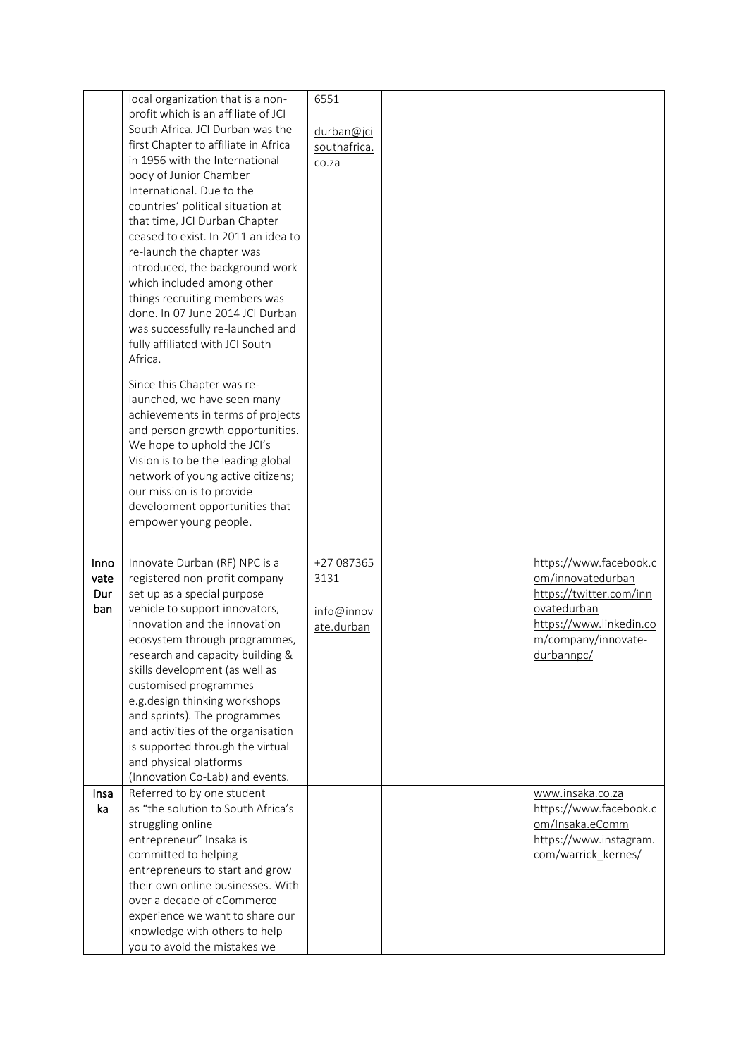| | | | | |
|---|---|---|---|---|
| | local organization that is a non-profit which is an affiliate of JCI South Africa. JCI Durban was the first Chapter to affiliate in Africa in 1956 with the International body of Junior Chamber International. Due to the countries' political situation at that time, JCI Durban Chapter ceased to exist. In 2011 an idea to re-launch the chapter was introduced, the background work which included among other things recruiting members was done. In 07 June 2014 JCI Durban was successfully re-launched and fully affiliated with JCI South Africa.<br><br>Since this Chapter was re-launched, we have seen many achievements in terms of projects and person growth opportunities. We hope to uphold the JCI's Vision is to be the leading global network of young active citizens; our mission is to provide development opportunities that empower young people. | 6551<br><br>durban@jcisouthafrica.co.za | | |
| Innovate Durban | Innovate Durban (RF) NPC is a registered non-profit company set up as a special purpose vehicle to support innovators, innovation and the innovation ecosystem through programmes, research and capacity building & skills development (as well as customised programmes e.g.design thinking workshops and sprints). The programmes and activities of the organisation is supported through the virtual and physical platforms (Innovation Co-Lab) and events. | +27 087365 3131<br><br>info@innovate.durban | | https://www.facebook.com/innovatedurban<br>https://twitter.com/innovatedurban<br>https://www.linkedin.com/company/innovate-durbannpc/ |
| Insaka | Referred to by one student as "the solution to South Africa's struggling online entrepreneur" Insaka is committed to helping entrepreneurs to start and grow their own online businesses. With over a decade of eCommerce experience we want to share our knowledge with others to help you to avoid the mistakes we | | | www.insaka.co.za<br>https://www.facebook.com/Insaka.eComm<br>https://www.instagram.com/warrick_kernes/ |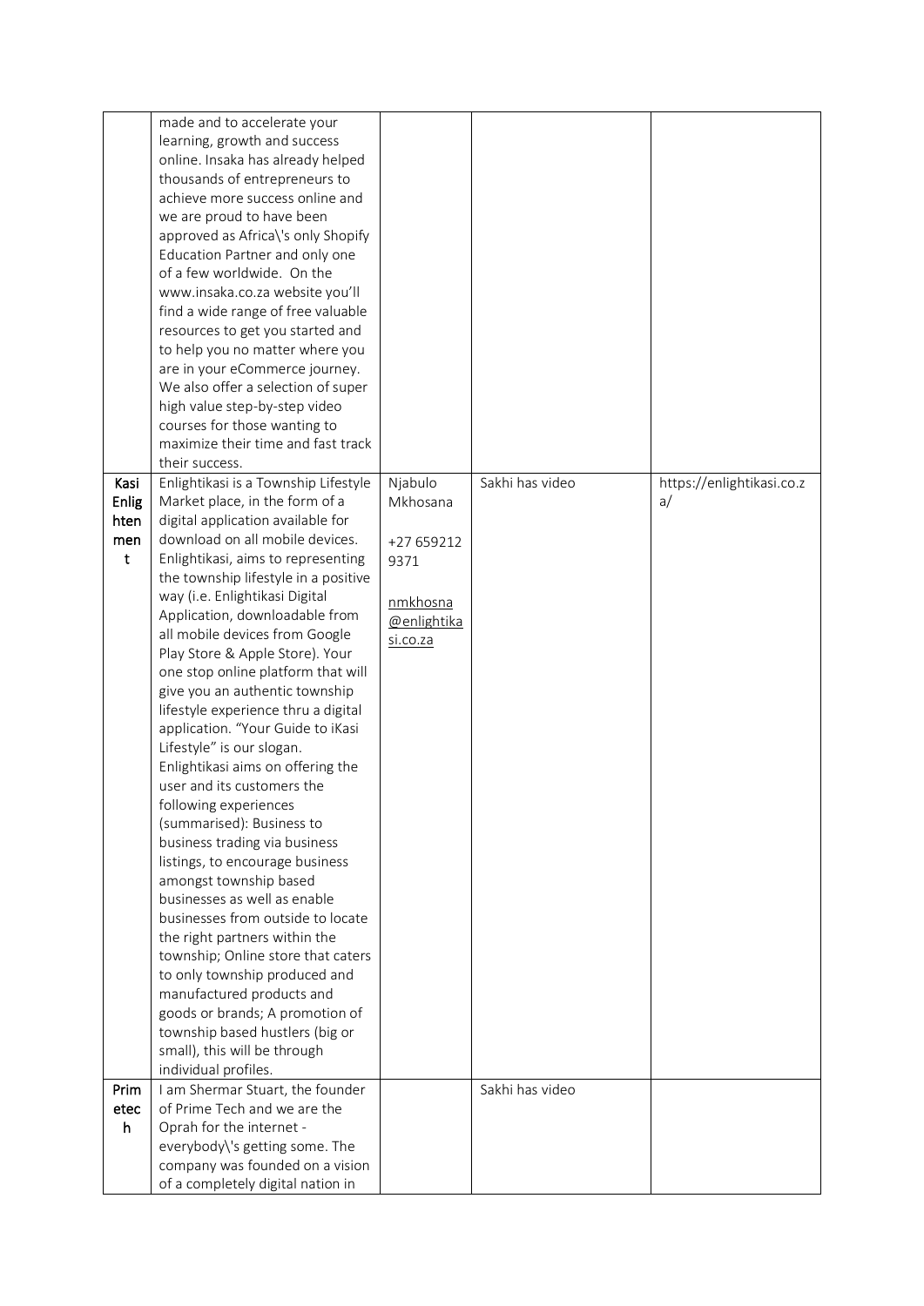| | | | | |
|---|---|---|---|---|
| | made and to accelerate your learning, growth and success online. Insaka has already helped thousands of entrepreneurs to achieve more success online and we are proud to have been approved as Africa\'s only Shopify Education Partner and only one of a few worldwide. On the www.insaka.co.za website you'll find a wide range of free valuable resources to get you started and to help you no matter where you are in your eCommerce journey. We also offer a selection of super high value step-by-step video courses for those wanting to maximize their time and fast track their success. | | | |
| Kasi Enlightenment | Enlightikasi is a Township Lifestyle Market place, in the form of a digital application available for download on all mobile devices. Enlightikasi, aims to representing the township lifestyle in a positive way (i.e. Enlightikasi Digital Application, downloadable from all mobile devices from Google Play Store & Apple Store). Your one stop online platform that will give you an authentic township lifestyle experience thru a digital application. "Your Guide to iKasi Lifestyle" is our slogan. Enlightikasi aims on offering the user and its customers the following experiences (summarised): Business to business trading via business listings, to encourage business amongst township based businesses as well as enable businesses from outside to locate the right partners within the township; Online store that caters to only township produced and manufactured products and goods or brands; A promotion of township based hustlers (big or small), this will be through individual profiles. | Njabulo Mkhosana<br><br>+27 659212 9371<br><br>nmkhosna @enlightikasi.co.za | Sakhi has video | https://enlightikasi.co.za/ |
| Primetech | I am Shermar Stuart, the founder of Prime Tech and we are the Oprah for the internet - everybody\'s getting some. The company was founded on a vision of a completely digital nation in | | Sakhi has video | |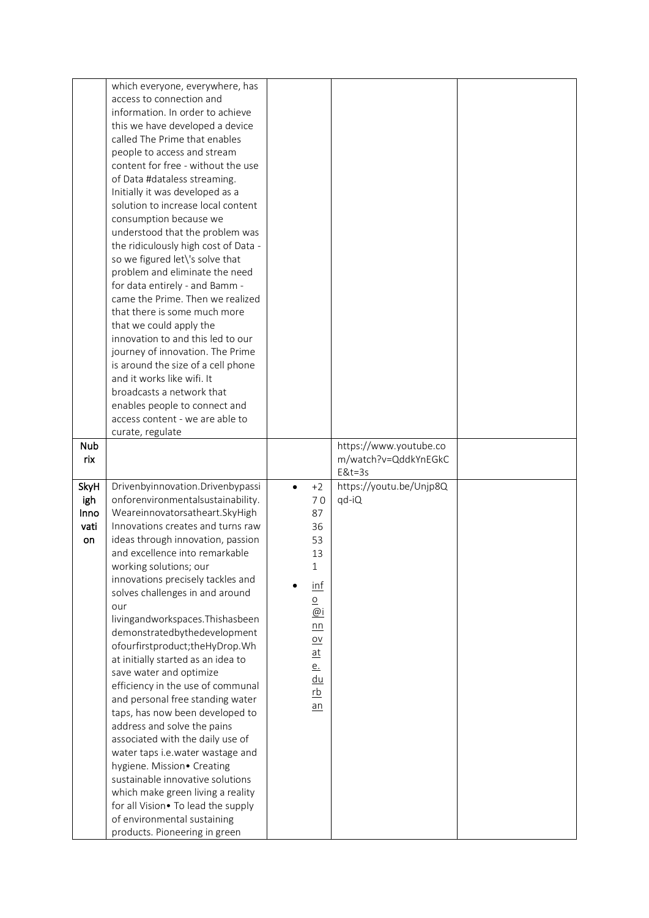| | | | | |
|---|---|---|---|---|
| | which everyone, everywhere, has access to connection and information. In order to achieve this we have developed a device called The Prime that enables people to access and stream content for free - without the use of Data #dataless streaming. Initially it was developed as a solution to increase local content consumption because we understood that the problem was the ridiculously high cost of Data - so we figured let\'s solve that problem and eliminate the need for data entirely - and Bamm - came the Prime. Then we realized that there is some much more that we could apply the innovation to and this led to our journey of innovation. The Prime is around the size of a cell phone and it works like wifi. It broadcasts a network that enables people to connect and access content - we are able to curate, regulate | | | |
| **Nubrix** | | | https://www.youtube.com/watch?v=QddkYnEGkCE&t=3s | |
| **SkyHigh Innovation** | Drivenbyinnovation.Drivenbypassionforenvironmentalsustainability. Weareinnovatorsatheart.SkyHigh Innovations creates and turns raw ideas through innovation, passion and excellence into remarkable working solutions; our innovations precisely tackles and solves challenges in and around our livingandworkspaces.Thishasbeen demonstratedbythedevelopment ofourfirstproduct;theHyDrop.What initially started as an idea to save water and optimize efficiency in the use of communal and personal free standing water taps, has now been developed to address and solve the pains associated with the daily use of water taps i.e.water wastage and hygiene. Mission• Creating sustainable innovative solutions which make green living a reality for all Vision• To lead the supply of environmental sustaining products. Pioneering in green | • +27087365313<br>• info@innovate.durban | https://youtu.be/Unjp8Qqd-iQ | |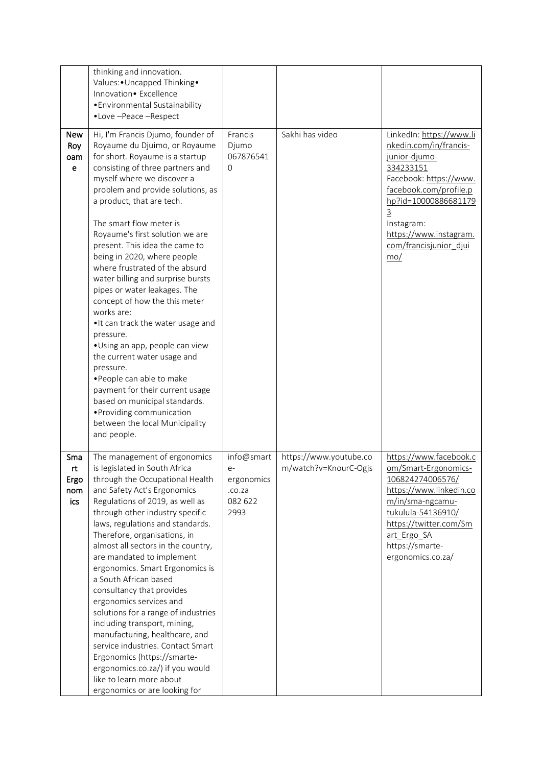| | | | | |
|---|---|---|---|---|
| | thinking and innovation.<br>Values:•Uncapped Thinking• Innovation• Excellence •Environmental Sustainability •Love –Peace –Respect | | | |
| **New Royoame** | Hi, I'm Francis Djumo, founder of Royaume du Djuimo, or Royaume for short. Royaume is a startup consisting of three partners and myself where we discover a problem and provide solutions, as a product, that are tech.<br><br>The smart flow meter is Royaume's first solution we are present. This idea the came to being in 2020, where people where frustrated of the absurd water billing and surprise bursts pipes or water leakages. The concept of how the this meter works are:<br>•It can track the water usage and pressure.<br>•Using an app, people can view the current water usage and pressure.<br>•People can able to make payment for their current usage based on municipal standards.<br>•Providing communication between the local Municipality and people. | Francis Djumo 0678765410 | Sakhi has video | LinkedIn: https://www.linkedin.com/in/francis-junior-djumo-334233151<br>Facebook: https://www.facebook.com/profile.php?id=100008866811793<br>Instagram: https://www.instagram.com/francisjunior_djuimo/ |
| **Smart Ergonomics** | The management of ergonomics is legislated in South Africa through the Occupational Health and Safety Act's Ergonomics Regulations of 2019, as well as through other industry specific laws, regulations and standards. Therefore, organisations, in almost all sectors in the country, are mandated to implement ergonomics. Smart Ergonomics is a South African based consultancy that provides ergonomics services and solutions for a range of industries including transport, mining, manufacturing, healthcare, and service industries. Contact Smart Ergonomics (https://smarte-ergonomics.co.za/) if you would like to learn more about ergonomics or are looking for | info@smarte-ergonomics.co.za 082 622 2993 | https://www.youtube.com/watch?v=KnourC-Ogjs | https://www.facebook.com/Smart-Ergonomics-106824274006576/<br>https://www.linkedin.com/in/sma-ngcamu-tukulula-54136910/<br>https://twitter.com/Smart_Ergo_SA<br>https://smarte-ergonomics.co.za/ |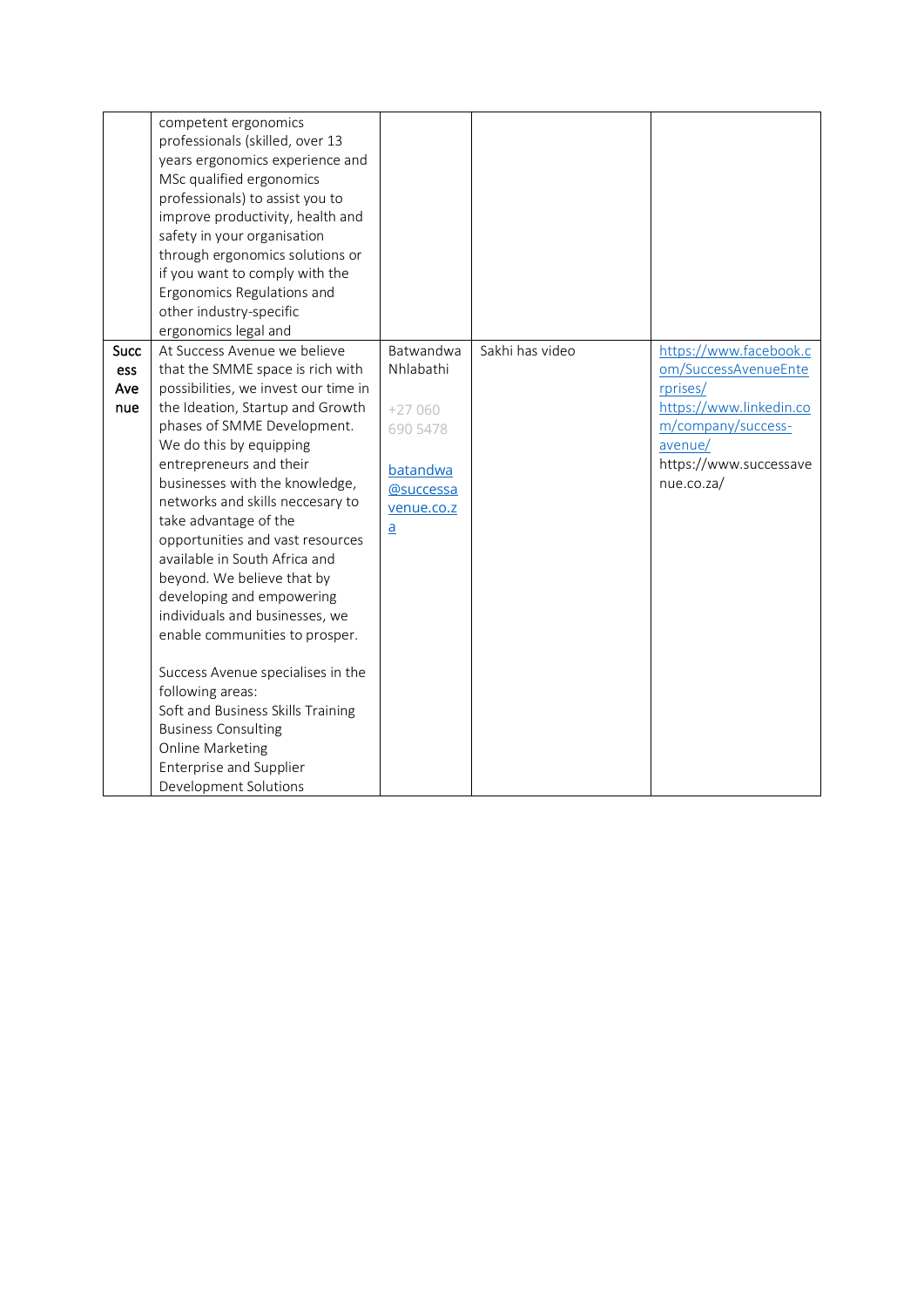| | | | | |
|---|---|---|---|---|
| | competent ergonomics professionals (skilled, over 13 years ergonomics experience and MSc qualified ergonomics professionals) to assist you to improve productivity, health and safety in your organisation through ergonomics solutions or if you want to comply with the Ergonomics Regulations and other industry-specific ergonomics legal and | | | |
| **Success Avenue** | At Success Avenue we believe that the SMME space is rich with possibilities, we invest our time in the Ideation, Startup and Growth phases of SMME Development. We do this by equipping entrepreneurs and their businesses with the knowledge, networks and skills neccesary to take advantage of the opportunities and vast resources available in South Africa and beyond. We believe that by developing and empowering individuals and businesses, we enable communities to prosper.<br><br>Success Avenue specialises in the following areas:<br>Soft and Business Skills Training<br>Business Consulting<br>Online Marketing<br>Enterprise and Supplier Development Solutions | Batwandwa Nhlabathi<br><br>+27 060 690 5478<br><br>batandwa@successavenue.co.za | Sakhi has video | https://www.facebook.com/SuccessAvenueEnterprises/<br>https://www.linkedin.com/company/success-avenue/<br>https://www.successavenue.co.za/ |